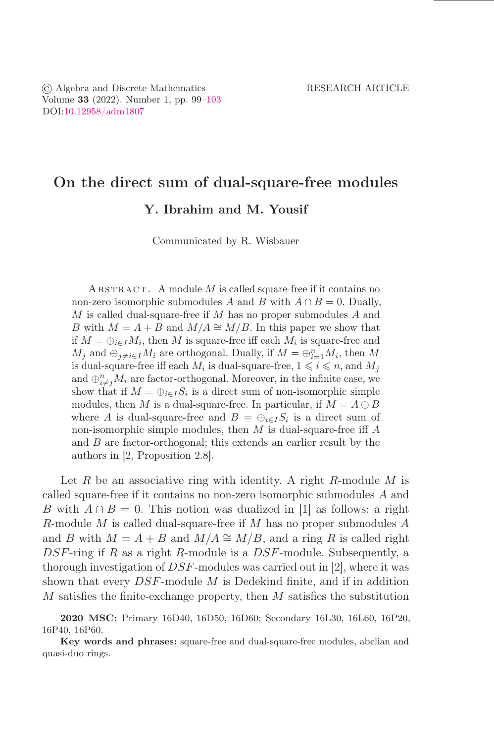© Algebra and Discrete Mathematics
Volume **33** (2022). Number 1, pp. 99–103
DOI:10.12958/adm1807

RESEARCH ARTICLE

# On the direct sum of dual-square-free modules

### Y. Ibrahim and M. Yousif

Communicated by R. Wisbauer

Abstract. A module $M$ is called square-free if it contains no non-zero isomorphic submodules $A$ and $B$ with $A \cap B = 0$. Dually, $M$ is called dual-square-free if $M$ has no proper submodules $A$ and $B$ with $M = A + B$ and $M/A \cong M/B$. In this paper we show that if $M = \oplus_{i \in I} M_i$, then $M$ is square-free iff each $M_i$ is square-free and $M_j$ and $\oplus_{j \neq i \in I} M_i$ are orthogonal. Dually, if $M = \oplus_{i=1}^{n} M_i$, then $M$ is dual-square-free iff each $M_i$ is dual-square-free, $1 \leqslant i \leqslant n$, and $M_j$ and $\oplus_{i \neq j}^{n} M_i$ are factor-orthogonal. Moreover, in the infinite case, we show that if $M = \oplus_{i \in I} S_i$ is a direct sum of non-isomorphic simple modules, then $M$ is a dual-square-free. In particular, if $M = A \oplus B$ where $A$ is dual-square-free and $B = \oplus_{i \in I} S_i$ is a direct sum of non-isomorphic simple modules, then $M$ is dual-square-free iff $A$ and $B$ are factor-orthogonal; this extends an earlier result by the authors in [2, Proposition 2.8].

Let $R$ be an associative ring with identity. A right $R$-module $M$ is called square-free if it contains no non-zero isomorphic submodules $A$ and $B$ with $A \cap B = 0$. This notion was dualized in [1] as follows: a right $R$-module $M$ is called dual-square-free if $M$ has no proper submodules $A$ and $B$ with $M = A + B$ and $M/A \cong M/B$, and a ring $R$ is called right $DSF$-ring if $R$ as a right $R$-module is a $DSF$-module. Subsequently, a thorough investigation of $DSF$-modules was carried out in [2], where it was shown that every $DSF$-module $M$ is Dedekind finite, and if in addition $M$ satisfies the finite-exchange property, then $M$ satisfies the substitution

---

**2020 MSC:** Primary 16D40, 16D50, 16D60; Secondary 16L30, 16L60, 16P20, 16P40, 16P60.

**Key words and phrases:** square-free and dual-square-free modules, abelian and quasi-duo rings.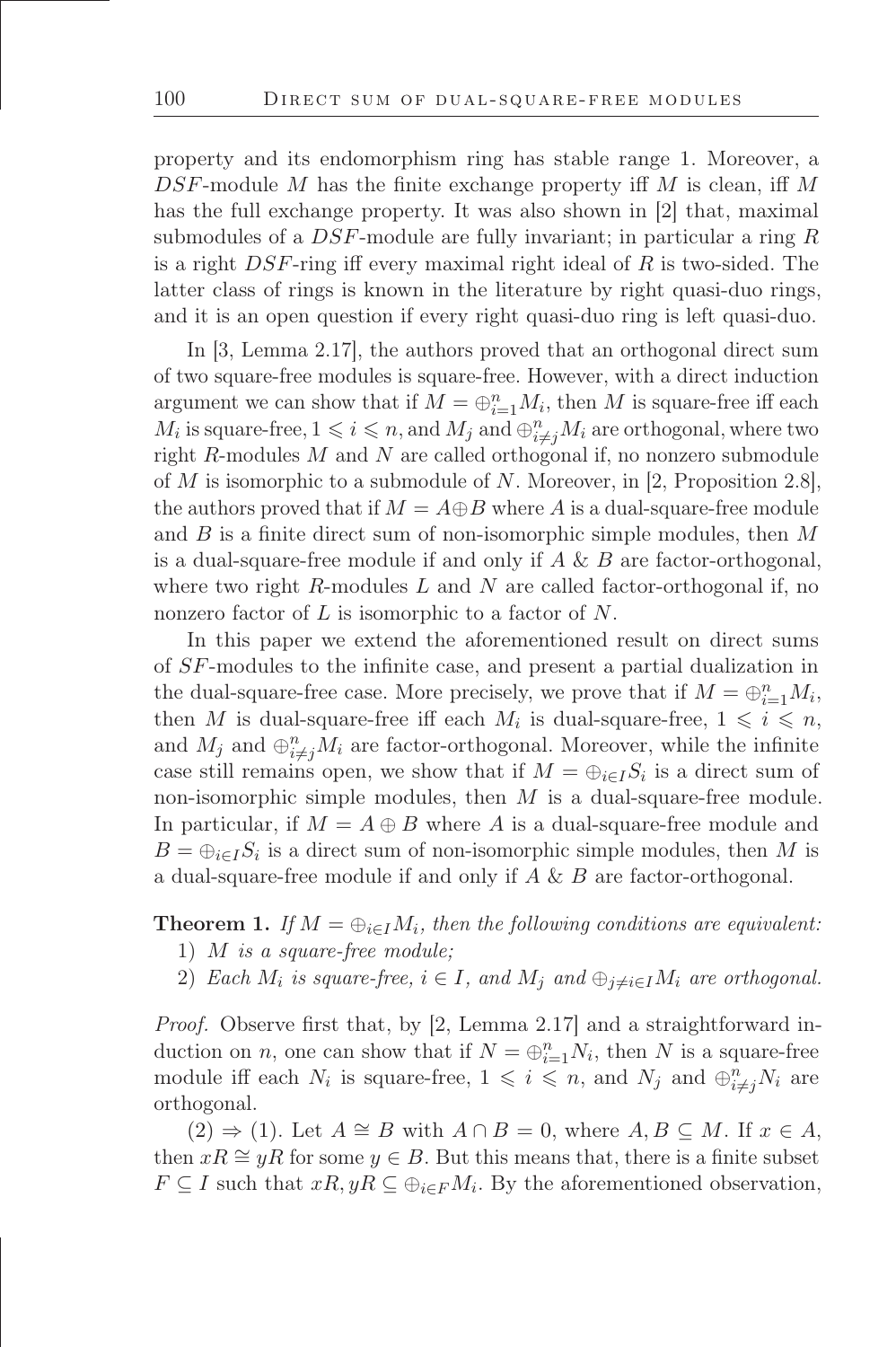property and its endomorphism ring has stable range 1. Moreover, a $DSF$-module $M$ has the finite exchange property iff $M$ is clean, iff $M$ has the full exchange property. It was also shown in [2] that, maximal submodules of a $DSF$-module are fully invariant; in particular a ring $R$ is a right $DSF$-ring iff every maximal right ideal of $R$ is two-sided. The latter class of rings is known in the literature by right quasi-duo rings, and it is an open question if every right quasi-duo ring is left quasi-duo.

In [3, Lemma 2.17], the authors proved that an orthogonal direct sum of two square-free modules is square-free. However, with a direct induction argument we can show that if $M = \oplus_{i=1}^{n} M_i$, then $M$ is square-free iff each $M_i$ is square-free, $1 \leqslant i \leqslant n$, and $M_j$ and $\oplus_{i \neq j}^{n} M_i$ are orthogonal, where two right $R$-modules $M$ and $N$ are called orthogonal if, no nonzero submodule of $M$ is isomorphic to a submodule of $N$. Moreover, in [2, Proposition 2.8], the authors proved that if $M = A \oplus B$ where $A$ is a dual-square-free module and $B$ is a finite direct sum of non-isomorphic simple modules, then $M$ is a dual-square-free module if and only if $A$ & $B$ are factor-orthogonal, where two right $R$-modules $L$ and $N$ are called factor-orthogonal if, no nonzero factor of $L$ is isomorphic to a factor of $N$.

In this paper we extend the aforementioned result on direct sums of $SF$-modules to the infinite case, and present a partial dualization in the dual-square-free case. More precisely, we prove that if $M = \oplus_{i=1}^{n} M_i$, then $M$ is dual-square-free iff each $M_i$ is dual-square-free, $1 \leqslant i \leqslant n$, and $M_j$ and $\oplus_{i \neq j}^{n} M_i$ are factor-orthogonal. Moreover, while the infinite case still remains open, we show that if $M = \oplus_{i \in I} S_i$ is a direct sum of non-isomorphic simple modules, then $M$ is a dual-square-free module. In particular, if $M = A \oplus B$ where $A$ is a dual-square-free module and $B = \oplus_{i \in I} S_i$ is a direct sum of non-isomorphic simple modules, then $M$ is a dual-square-free module if and only if $A$ & $B$ are factor-orthogonal.

**Theorem 1.** *If $M = \oplus_{i \in I} M_i$, then the following conditions are equivalent:*

1) *$M$ is a square-free module;*
2) *Each $M_i$ is square-free, $i \in I$, and $M_j$ and $\oplus_{j \neq i \in I} M_i$ are orthogonal.*

*Proof.* Observe first that, by [2, Lemma 2.17] and a straightforward induction on $n$, one can show that if $N = \oplus_{i=1}^{n} N_i$, then $N$ is a square-free module iff each $N_i$ is square-free, $1 \leqslant i \leqslant n$, and $N_j$ and $\oplus_{i \neq j}^{n} N_i$ are orthogonal.

(2) $\Rightarrow$ (1). Let $A \cong B$ with $A \cap B = 0$, where $A, B \subseteq M$. If $x \in A$, then $xR \cong yR$ for some $y \in B$. But this means that, there is a finite subset $F \subseteq I$ such that $xR, yR \subseteq \oplus_{i \in F} M_i$. By the aforementioned observation,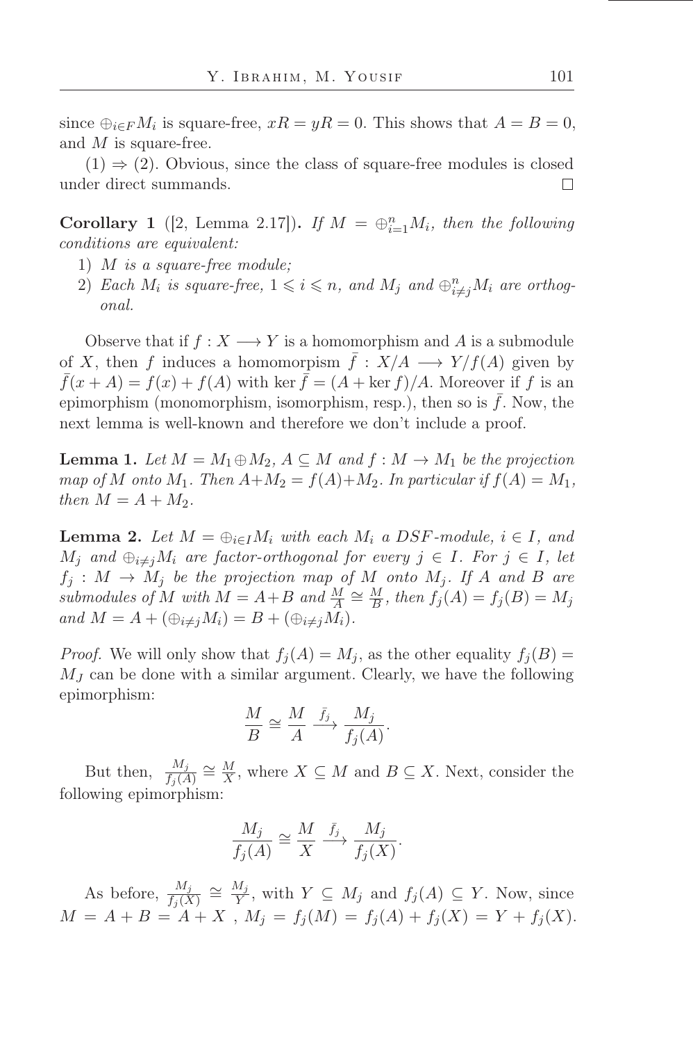since $\oplus_{i\in F} M_i$ is square-free, $xR = yR = 0$. This shows that $A = B = 0$, and $M$ is square-free.

(1) $\Rightarrow$ (2). Obvious, since the class of square-free modules is closed under direct summands. $\square$

**Corollary 1** ([2, Lemma 2.17]). *If $M = \oplus_{i=1}^n M_i$, then the following conditions are equivalent:*

1) *$M$ is a square-free module;*
2) *Each $M_i$ is square-free, $1 \leqslant i \leqslant n$, and $M_j$ and $\oplus_{i\neq j}^n M_i$ are orthogonal.*

Observe that if $f : X \longrightarrow Y$ is a homomorphism and $A$ is a submodule of $X$, then $f$ induces a homomorpism $\bar{f} : X/A \longrightarrow Y/f(A)$ given by $\bar{f}(x + A) = f(x) + f(A)$ with $\ker \bar{f} = (A + \ker f)/A$. Moreover if $f$ is an epimorphism (monomorphism, isomorphism, resp.), then so is $\bar{f}$. Now, the next lemma is well-known and therefore we don't include a proof.

**Lemma 1.** *Let $M = M_1 \oplus M_2$, $A \subseteq M$ and $f : M \to M_1$ be the projection map of $M$ onto $M_1$. Then $A+M_2 = f(A)+M_2$. In particular if $f(A) = M_1$, then $M = A + M_2$.*

**Lemma 2.** *Let $M = \oplus_{i\in I} M_i$ with each $M_i$ a DSF-module, $i \in I$, and $M_j$ and $\oplus_{i\neq j} M_i$ are factor-orthogonal for every $j \in I$. For $j \in I$, let $f_j : M \to M_j$ be the projection map of $M$ onto $M_j$. If $A$ and $B$ are submodules of $M$ with $M = A+B$ and $\frac{M}{A} \cong \frac{M}{B}$, then $f_j(A) = f_j(B) = M_j$ and $M = A + (\oplus_{i\neq j} M_i) = B + (\oplus_{i\neq j} M_i)$.*

*Proof.* We will only show that $f_j(A) = M_j$, as the other equality $f_j(B) = M_J$ can be done with a similar argument. Clearly, we have the following epimorphism:

$$\frac{M}{B} \cong \frac{M}{A} \xrightarrow{\bar{f}_j} \frac{M_j}{f_j(A)}.$$

But then, $\frac{M_j}{f_j(A)} \cong \frac{M}{X}$, where $X \subseteq M$ and $B \subseteq X$. Next, consider the following epimorphism:

$$\frac{M_j}{f_j(A)} \cong \frac{M}{X} \xrightarrow{\bar{f}_j} \frac{M_j}{f_j(X)}.$$

As before, $\frac{M_j}{f_j(X)} \cong \frac{M_j}{Y}$, with $Y \subseteq M_j$ and $f_j(A) \subseteq Y$. Now, since $M = A + B = A + X$ , $M_j = f_j(M) = f_j(A) + f_j(X) = Y + f_j(X)$.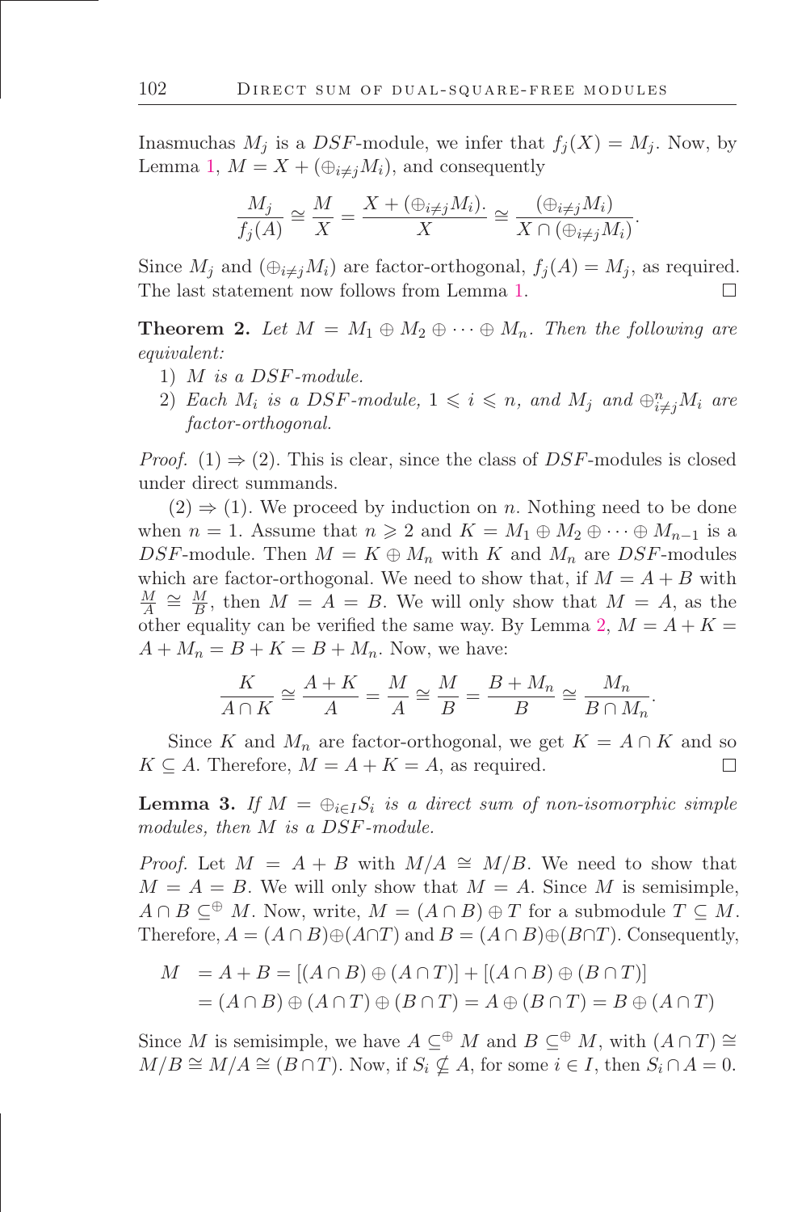Inasmuchas $M_j$ is a $DSF$-module, we infer that $f_j(X) = M_j$. Now, by Lemma 1, $M = X + (\oplus_{i \neq j} M_i)$, and consequently

$$\frac{M_j}{f_j(A)} \cong \frac{M}{X} = \frac{X + (\oplus_{i \neq j} M_i).}{X} \cong \frac{(\oplus_{i \neq j} M_i)}{X \cap (\oplus_{i \neq j} M_i)}.$$

Since $M_j$ and $(\oplus_{i \neq j} M_i)$ are factor-orthogonal, $f_j(A) = M_j$, as required. The last statement now follows from Lemma 1. $\square$

**Theorem 2.** *Let $M = M_1 \oplus M_2 \oplus \cdots \oplus M_n$. Then the following are equivalent:*

1) *$M$ is a $DSF$-module.*
2) *Each $M_i$ is a $DSF$-module, $1 \leqslant i \leqslant n$, and $M_j$ and $\oplus_{i \neq j}^n M_i$ are factor-orthogonal.*

*Proof.* (1) $\Rightarrow$ (2). This is clear, since the class of $DSF$-modules is closed under direct summands.

(2) $\Rightarrow$ (1). We proceed by induction on $n$. Nothing need to be done when $n = 1$. Assume that $n \geqslant 2$ and $K = M_1 \oplus M_2 \oplus \cdots \oplus M_{n-1}$ is a $DSF$-module. Then $M = K \oplus M_n$ with $K$ and $M_n$ are $DSF$-modules which are factor-orthogonal. We need to show that, if $M = A + B$ with $\frac{M}{A} \cong \frac{M}{B}$, then $M = A = B$. We will only show that $M = A$, as the other equality can be verified the same way. By Lemma 2, $M = A + K = A + M_n = B + K = B + M_n$. Now, we have:

$$\frac{K}{A \cap K} \cong \frac{A + K}{A} = \frac{M}{A} \cong \frac{M}{B} = \frac{B + M_n}{B} \cong \frac{M_n}{B \cap M_n}.$$

Since $K$ and $M_n$ are factor-orthogonal, we get $K = A \cap K$ and so $K \subseteq A$. Therefore, $M = A + K = A$, as required. $\square$

**Lemma 3.** *If $M = \oplus_{i \in I} S_i$ is a direct sum of non-isomorphic simple modules, then $M$ is a $DSF$-module.*

*Proof.* Let $M = A + B$ with $M/A \cong M/B$. We need to show that $M = A = B$. We will only show that $M = A$. Since $M$ is semisimple, $A \cap B \subseteq^{\oplus} M$. Now, write, $M = (A \cap B) \oplus T$ for a submodule $T \subseteq M$. Therefore, $A = (A \cap B) \oplus (A \cap T)$ and $B = (A \cap B) \oplus (B \cap T)$. Consequently,

$$\begin{aligned} M &= A + B = [(A \cap B) \oplus (A \cap T)] + [(A \cap B) \oplus (B \cap T)] \\ &= (A \cap B) \oplus (A \cap T) \oplus (B \cap T) = A \oplus (B \cap T) = B \oplus (A \cap T) \end{aligned}$$

Since $M$ is semisimple, we have $A \subseteq^{\oplus} M$ and $B \subseteq^{\oplus} M$, with $(A \cap T) \cong M/B \cong M/A \cong (B \cap T)$. Now, if $S_i \nsubseteq A$, for some $i \in I$, then $S_i \cap A = 0$.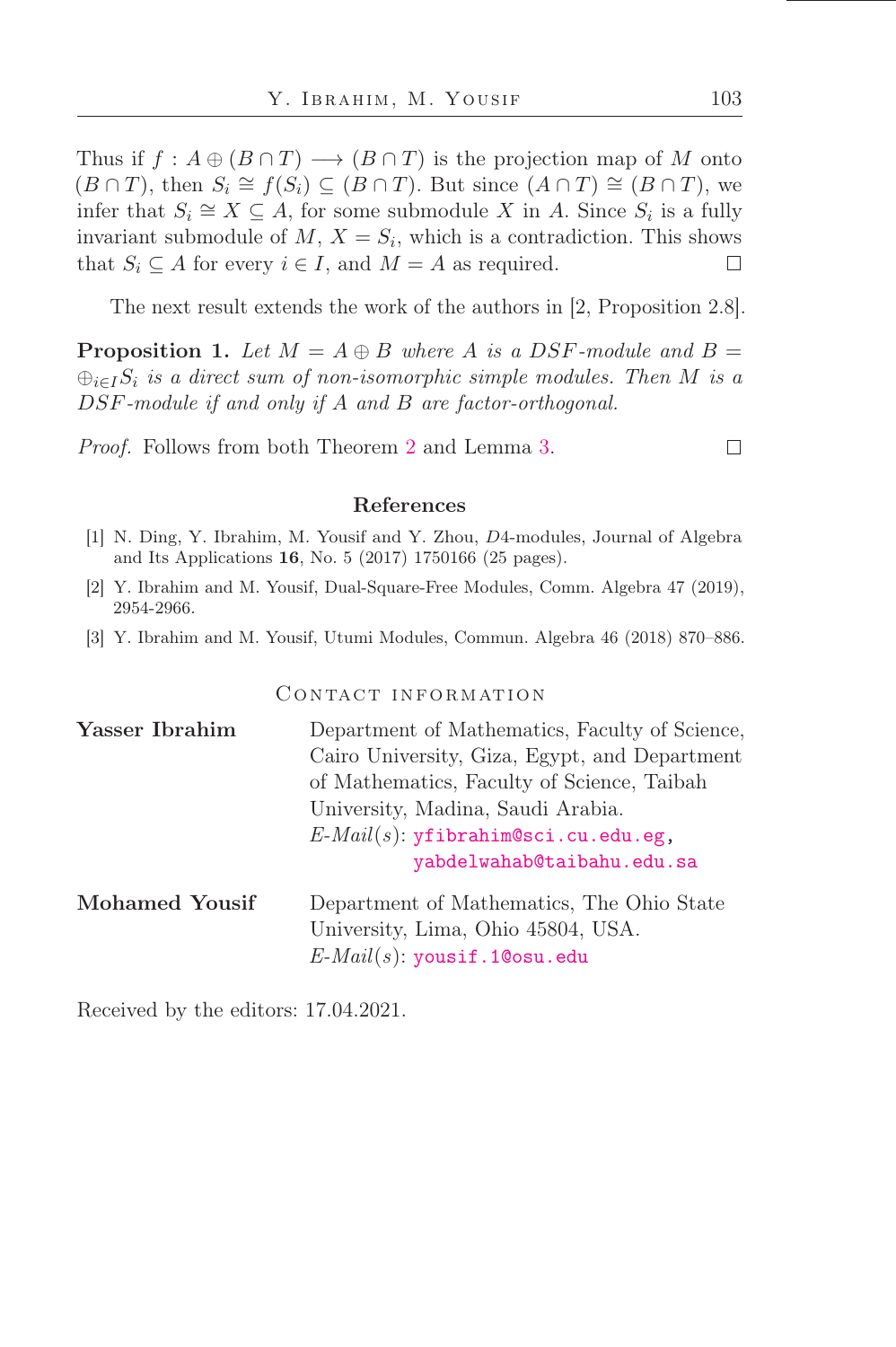Thus if $f : A \oplus (B \cap T) \longrightarrow (B \cap T)$ is the projection map of $M$ onto $(B \cap T)$, then $S_i \cong f(S_i) \subseteq (B \cap T)$. But since $(A \cap T) \cong (B \cap T)$, we infer that $S_i \cong X \subseteq A$, for some submodule $X$ in $A$. Since $S_i$ is a fully invariant submodule of $M$, $X = S_i$, which is a contradiction. This shows that $S_i \subseteq A$ for every $i \in I$, and $M = A$ as required. □

The next result extends the work of the authors in [2, Proposition 2.8].

**Proposition 1.** *Let $M = A \oplus B$ where $A$ is a DSF-module and $B = \oplus_{i \in I} S_i$ is a direct sum of non-isomorphic simple modules. Then $M$ is a DSF-module if and only if $A$ and $B$ are factor-orthogonal.*

*Proof.* Follows from both Theorem 2 and Lemma 3. □

## References

[1] N. Ding, Y. Ibrahim, M. Yousif and Y. Zhou, $D4$-modules, Journal of Algebra and Its Applications **16**, No. 5 (2017) 1750166 (25 pages).

[2] Y. Ibrahim and M. Yousif, Dual-Square-Free Modules, Comm. Algebra 47 (2019), 2954-2966.

[3] Y. Ibrahim and M. Yousif, Utumi Modules, Commun. Algebra 46 (2018) 870–886.

## Contact information

**Yasser Ibrahim** Department of Mathematics, Faculty of Science, Cairo University, Giza, Egypt, and Department of Mathematics, Faculty of Science, Taibah University, Madina, Saudi Arabia.
*E-Mail(s)*: yfibrahim@sci.cu.edu.eg, yabdelwahab@taibahu.edu.sa

**Mohamed Yousif** Department of Mathematics, The Ohio State University, Lima, Ohio 45804, USA.
*E-Mail(s)*: yousif.1@osu.edu

Received by the editors: 17.04.2021.